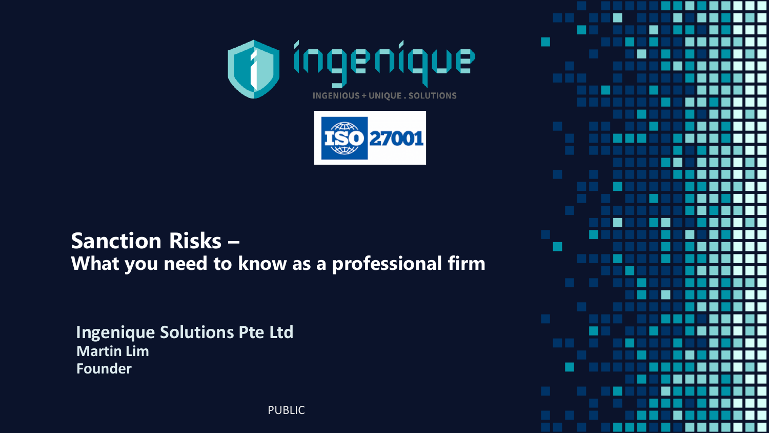ingenique

INGENIOUS + UNIQUE . SOLUTIONS

ISO 27001

# Sanction Risks –
## What you need to know as a professional firm

**Ingenique Solutions Pte Ltd**
**Martin Lim**
**Founder**

PUBLIC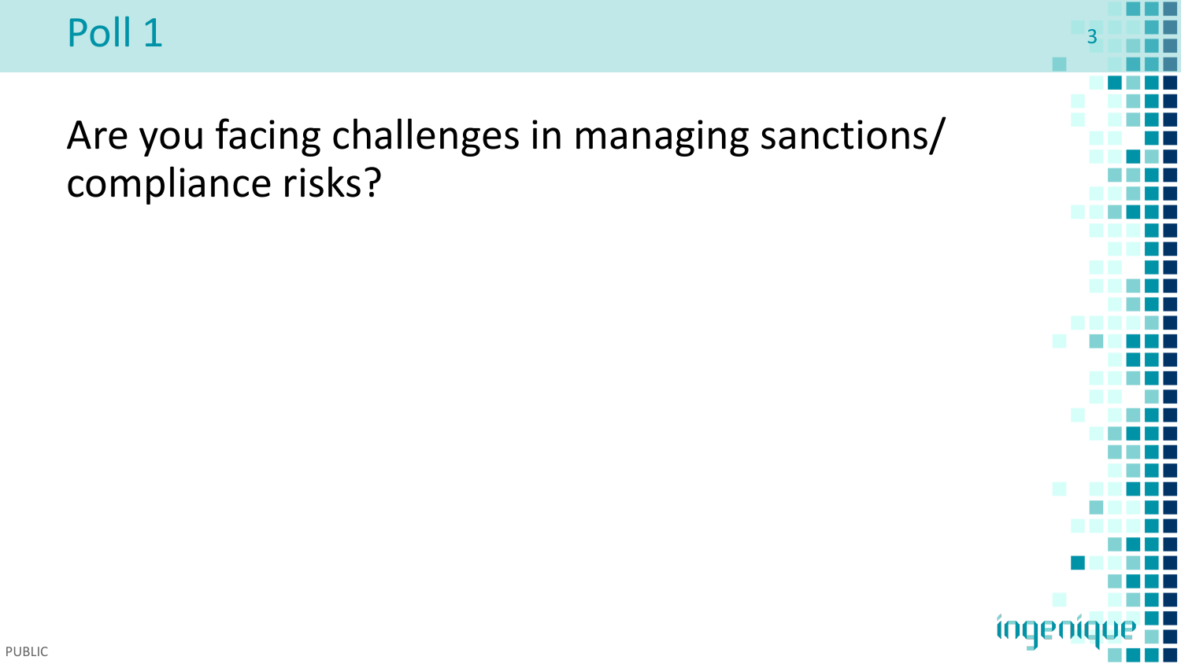# Poll 1

Are you facing challenges in managing sanctions/ compliance risks?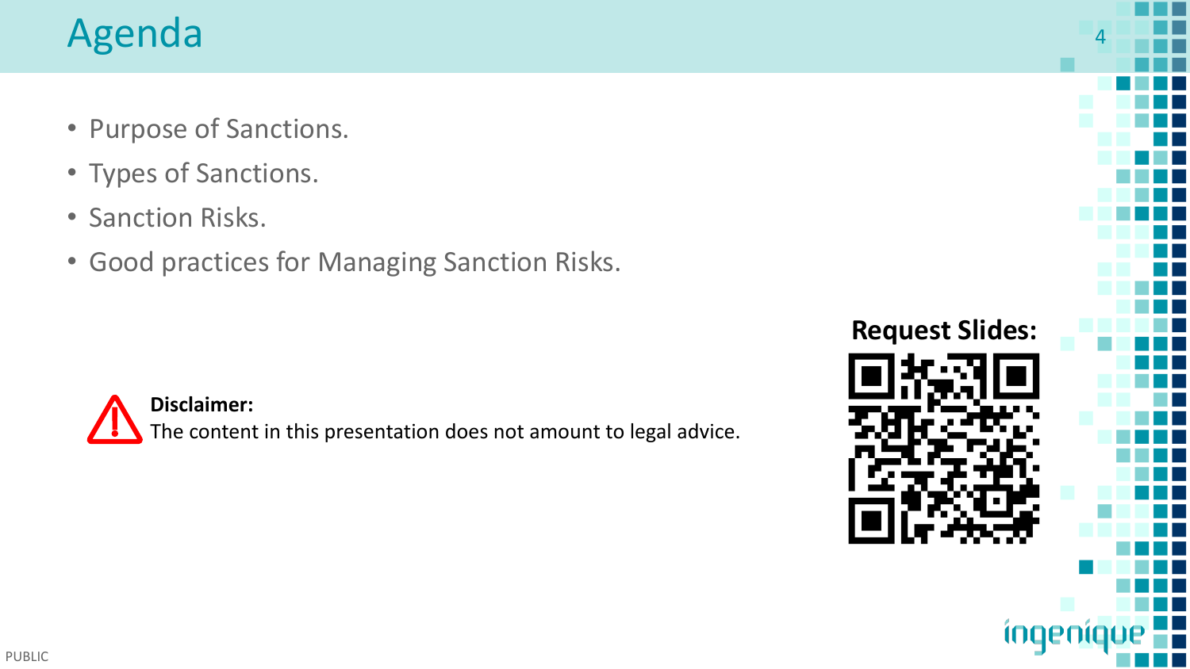# Agenda

- Purpose of Sanctions.
- Types of Sanctions.
- Sanction Risks.
- Good practices for Managing Sanction Risks.

**Disclaimer:**
The content in this presentation does not amount to legal advice.

**Request Slides:**

PUBLIC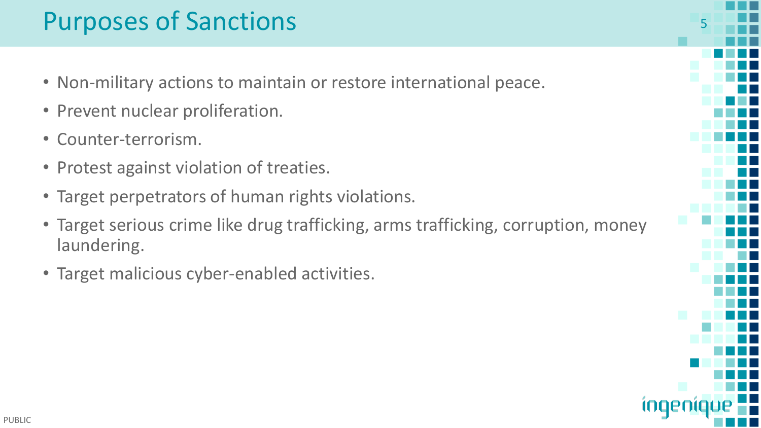# Purposes of Sanctions

- Non-military actions to maintain or restore international peace.
- Prevent nuclear proliferation.
- Counter-terrorism.
- Protest against violation of treaties.
- Target perpetrators of human rights violations.
- Target serious crime like drug trafficking, arms trafficking, corruption, money laundering.
- Target malicious cyber-enabled activities.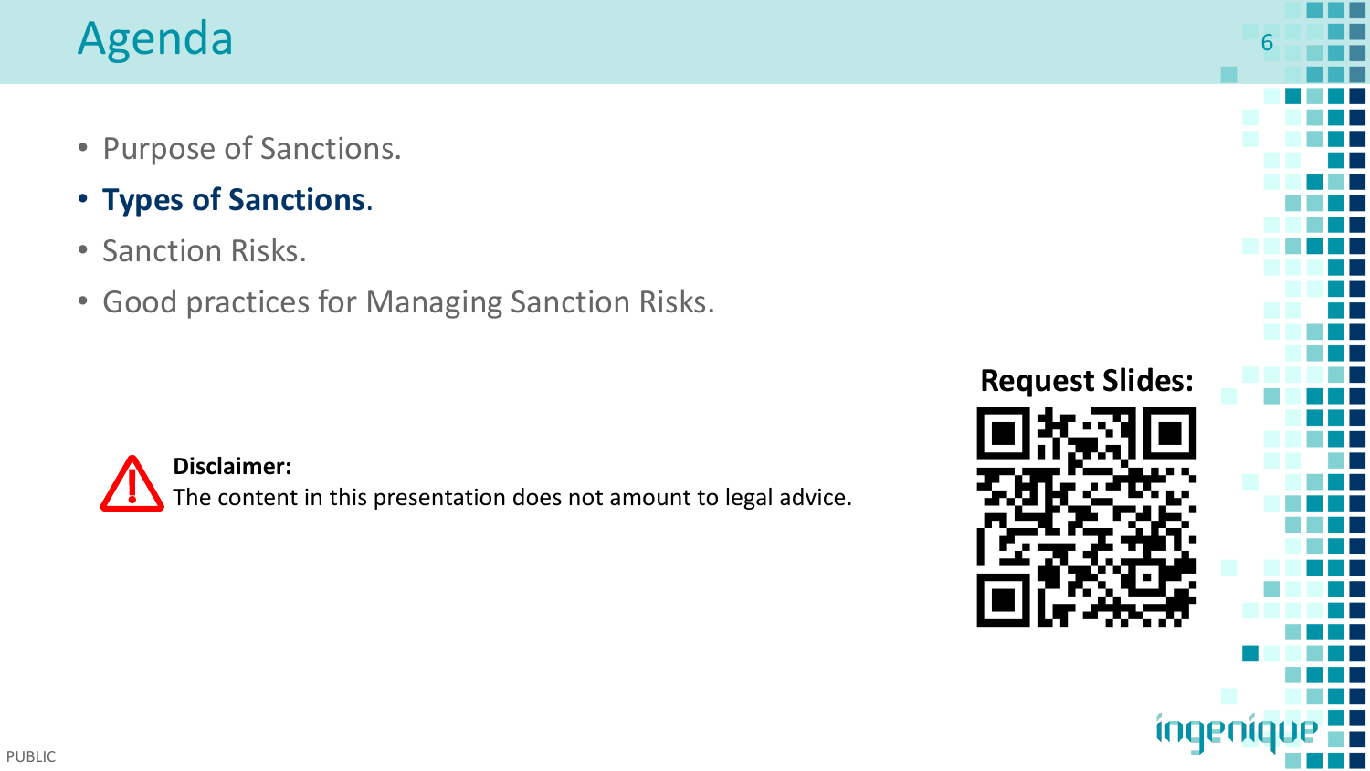# Agenda

- Purpose of Sanctions.
- **Types of Sanctions**.
- Sanction Risks.
- Good practices for Managing Sanction Risks.

**Disclaimer:**
The content in this presentation does not amount to legal advice.

**Request Slides:**

PUBLIC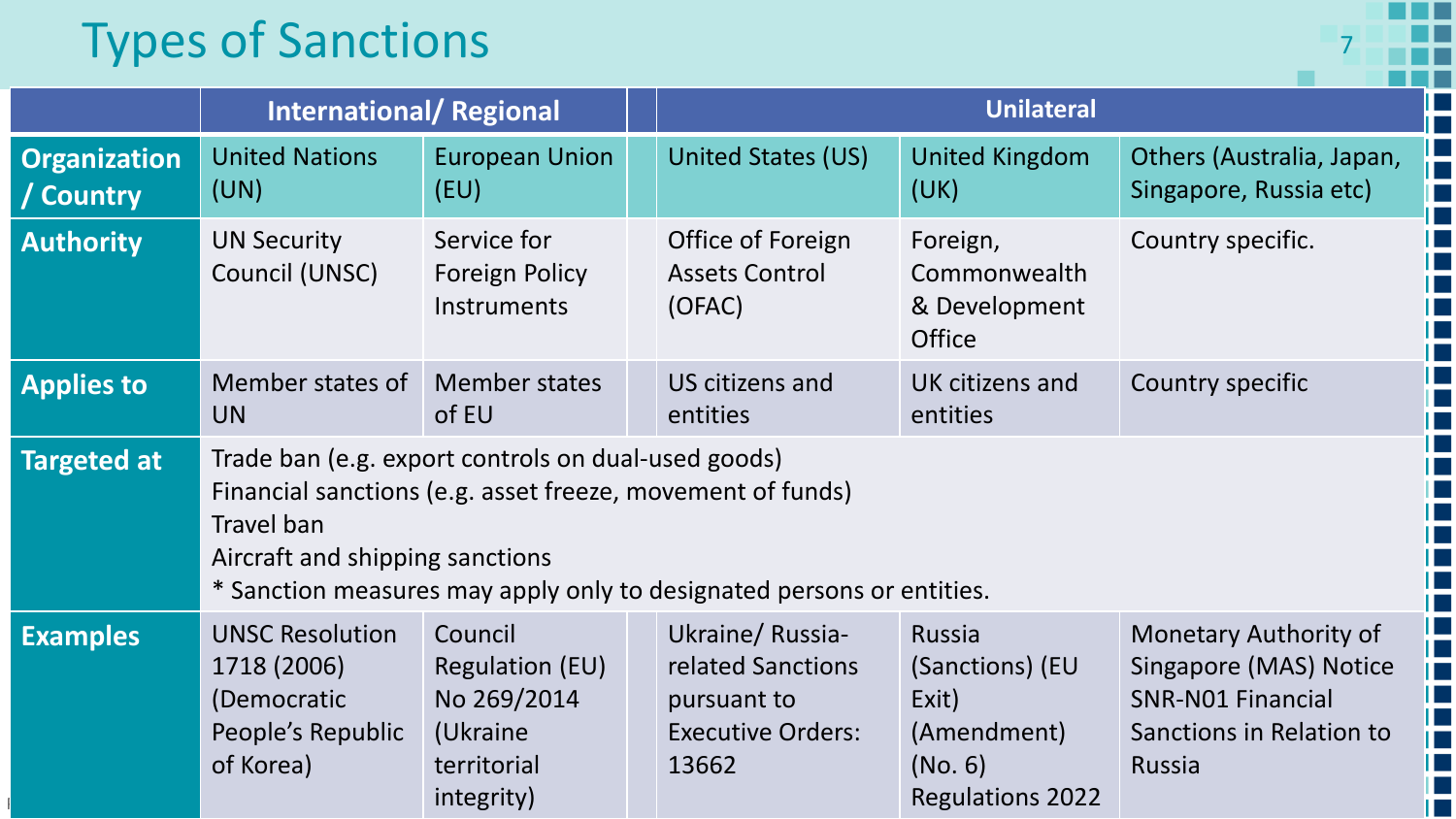# Types of Sanctions

| | International/ Regional | | Unilateral | | |
|---|---|---|---|---|---|
| **Organization / Country** | United Nations (UN) | European Union (EU) | United States (US) | United Kingdom (UK) | Others (Australia, Japan, Singapore, Russia etc) |
| **Authority** | UN Security Council (UNSC) | Service for Foreign Policy Instruments | Office of Foreign Assets Control (OFAC) | Foreign, Commonwealth & Development Office | Country specific. |
| **Applies to** | Member states of UN | Member states of EU | US citizens and entities | UK citizens and entities | Country specific |
| **Targeted at** | Trade ban (e.g. export controls on dual-used goods)<br>Financial sanctions (e.g. asset freeze, movement of funds)<br>Travel ban<br>Aircraft and shipping sanctions<br>* Sanction measures may apply only to designated persons or entities. | | | | |
| **Examples** | UNSC Resolution 1718 (2006) (Democratic People's Republic of Korea) | Council Regulation (EU) No 269/2014 (Ukraine territorial integrity) | Ukraine/ Russia-related Sanctions pursuant to Executive Orders: 13662 | Russia (Sanctions) (EU Exit) (Amendment) (No. 6) Regulations 2022 | Monetary Authority of Singapore (MAS) Notice SNR-N01 Financial Sanctions in Relation to Russia |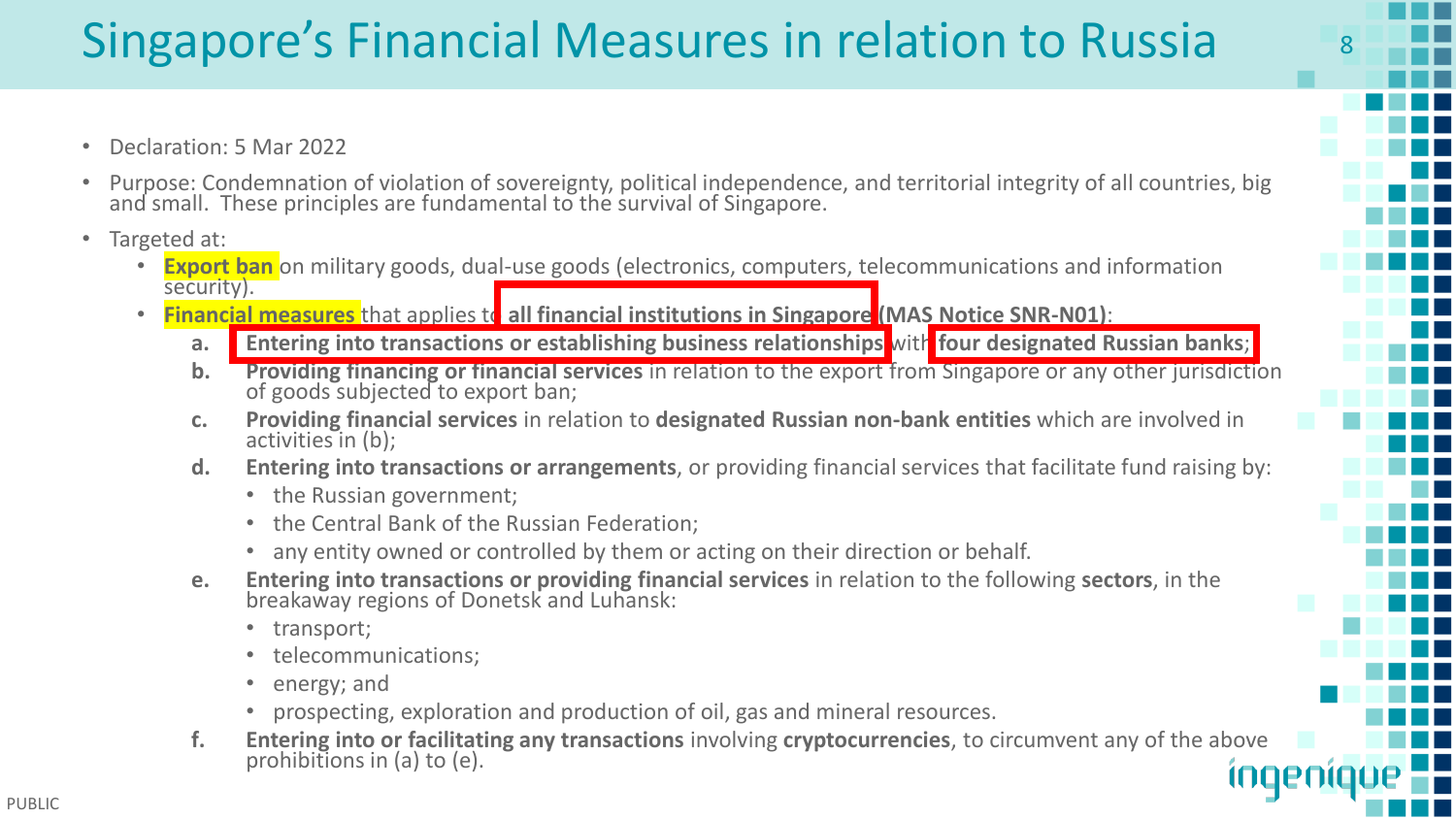# Singapore's Financial Measures in relation to Russia

- Declaration: 5 Mar 2022
- Purpose: Condemnation of violation of sovereignty, political independence, and territorial integrity of all countries, big and small. These principles are fundamental to the survival of Singapore.
- Targeted at:
  - **Export ban** on military goods, dual-use goods (electronics, computers, telecommunications and information security).
  - **Financial measures** that applies to **all financial institutions in Singapore (MAS Notice SNR-N01)**:
    - a. **Entering into transactions or establishing business relationships** with **four designated Russian banks**;
    - b. **Providing financing or financial services** in relation to the export from Singapore or any other jurisdiction of goods subjected to export ban;
    - c. **Providing financial services** in relation to **designated Russian non-bank entities** which are involved in activities in (b);
    - d. **Entering into transactions or arrangements**, or providing financial services that facilitate fund raising by:
      - the Russian government;
      - the Central Bank of the Russian Federation;
      - any entity owned or controlled by them or acting on their direction or behalf.
    - e. **Entering into transactions or providing financial services** in relation to the following **sectors**, in the breakaway regions of Donetsk and Luhansk:
      - transport;
      - telecommunications;
      - energy; and
      - prospecting, exploration and production of oil, gas and mineral resources.
    - f. **Entering into or facilitating any transactions** involving **cryptocurrencies**, to circumvent any of the above prohibitions in (a) to (e).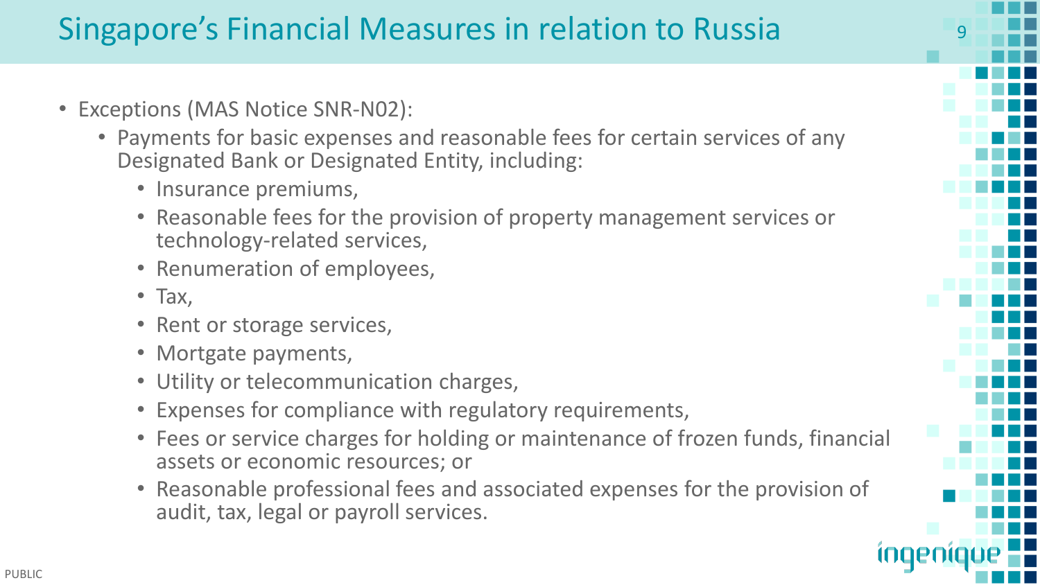# Singapore's Financial Measures in relation to Russia

- Exceptions (MAS Notice SNR-N02):
  - Payments for basic expenses and reasonable fees for certain services of any Designated Bank or Designated Entity, including:
    - Insurance premiums,
    - Reasonable fees for the provision of property management services or technology-related services,
    - Renumeration of employees,
    - Tax,
    - Rent or storage services,
    - Mortgate payments,
    - Utility or telecommunication charges,
    - Expenses for compliance with regulatory requirements,
    - Fees or service charges for holding or maintenance of frozen funds, financial assets or economic resources; or
    - Reasonable professional fees and associated expenses for the provision of audit, tax, legal or payroll services.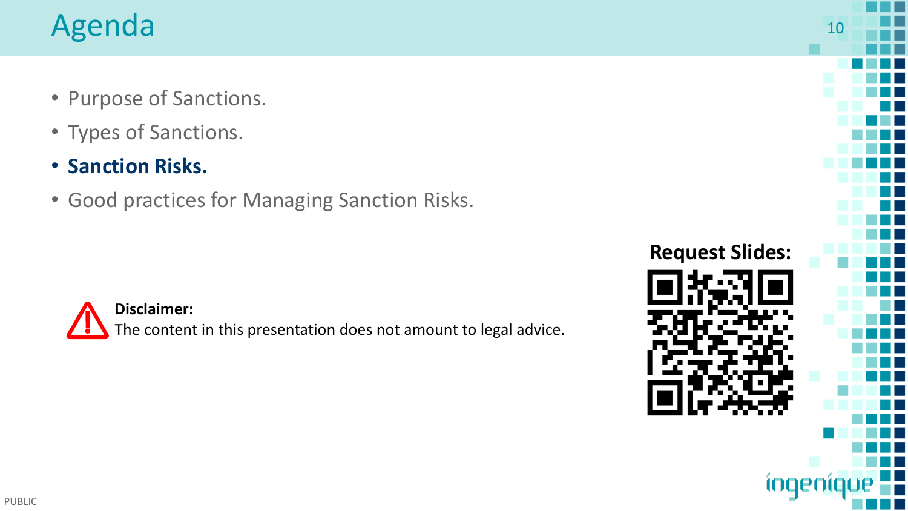# Agenda

- Purpose of Sanctions.
- Types of Sanctions.
- **Sanction Risks.**
- Good practices for Managing Sanction Risks.

**Disclaimer:**
The content in this presentation does not amount to legal advice.

**Request Slides:**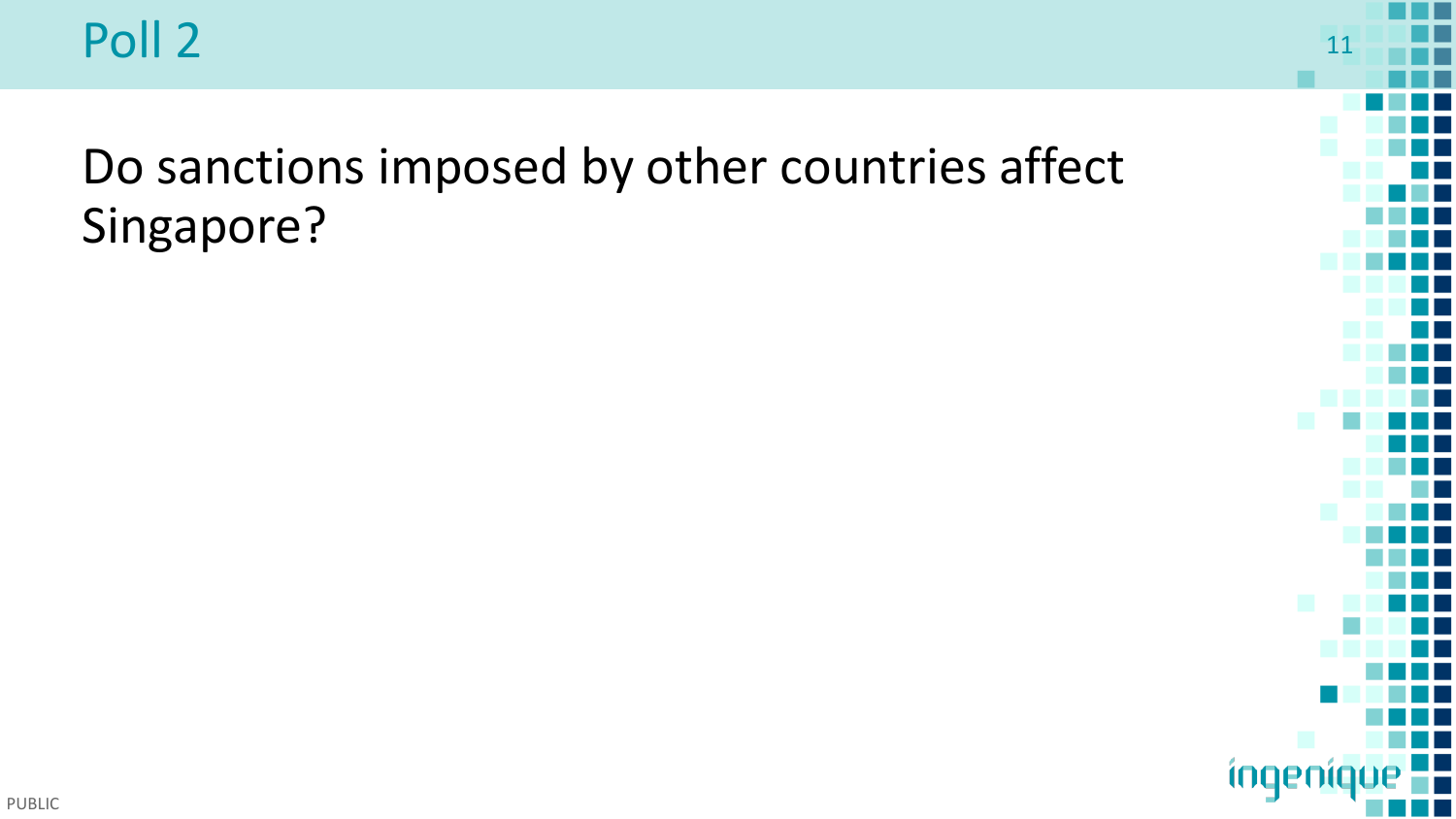# Poll 2

Do sanctions imposed by other countries affect Singapore?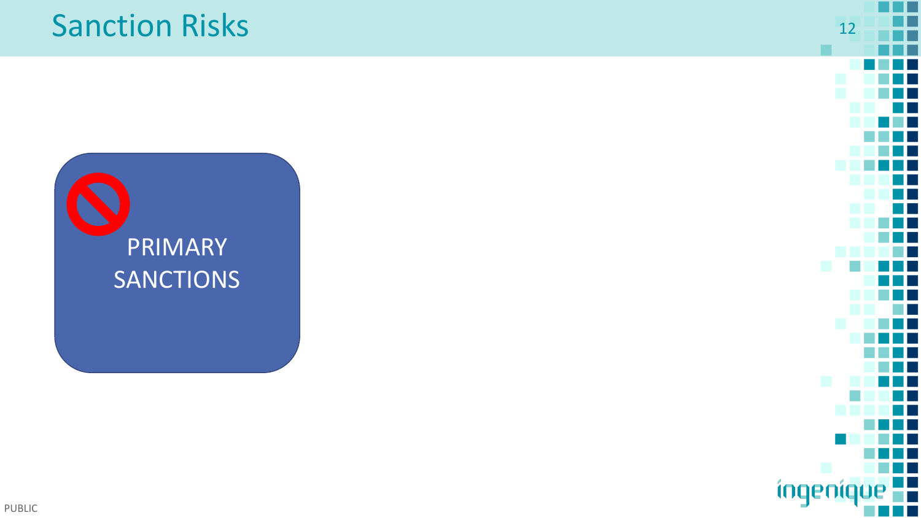# Sanction Risks

PRIMARY SANCTIONS

PUBLIC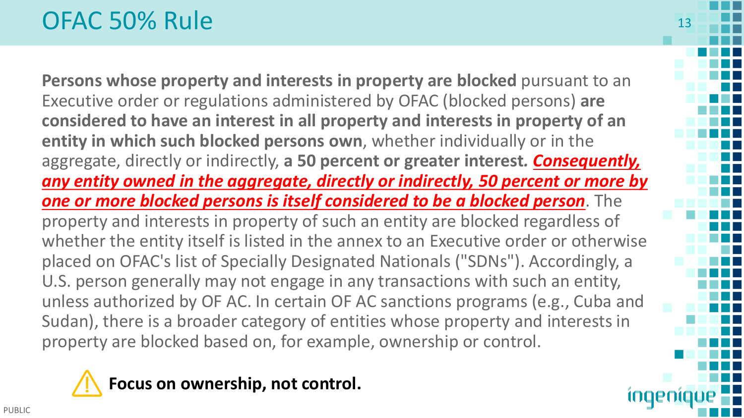# OFAC 50% Rule

**Persons whose property and interests in property are blocked** pursuant to an Executive order or regulations administered by OFAC (blocked persons) **are considered to have an interest in all property and interests in property of an entity in which such blocked persons own**, whether individually or in the aggregate, directly or indirectly, **a 50 percent or greater interest.** ***Consequently, any entity owned in the aggregate, directly or indirectly, 50 percent or more by one or more blocked persons is itself considered to be a blocked person***. The property and interests in property of such an entity are blocked regardless of whether the entity itself is listed in the annex to an Executive order or otherwise placed on OFAC's list of Specially Designated Nationals ("SDNs"). Accordingly, a U.S. person generally may not engage in any transactions with such an entity, unless authorized by OF AC. In certain OF AC sanctions programs (e.g., Cuba and Sudan), there is a broader category of entities whose property and interests in property are blocked based on, for example, ownership or control.

⚠ **Focus on ownership, not control.**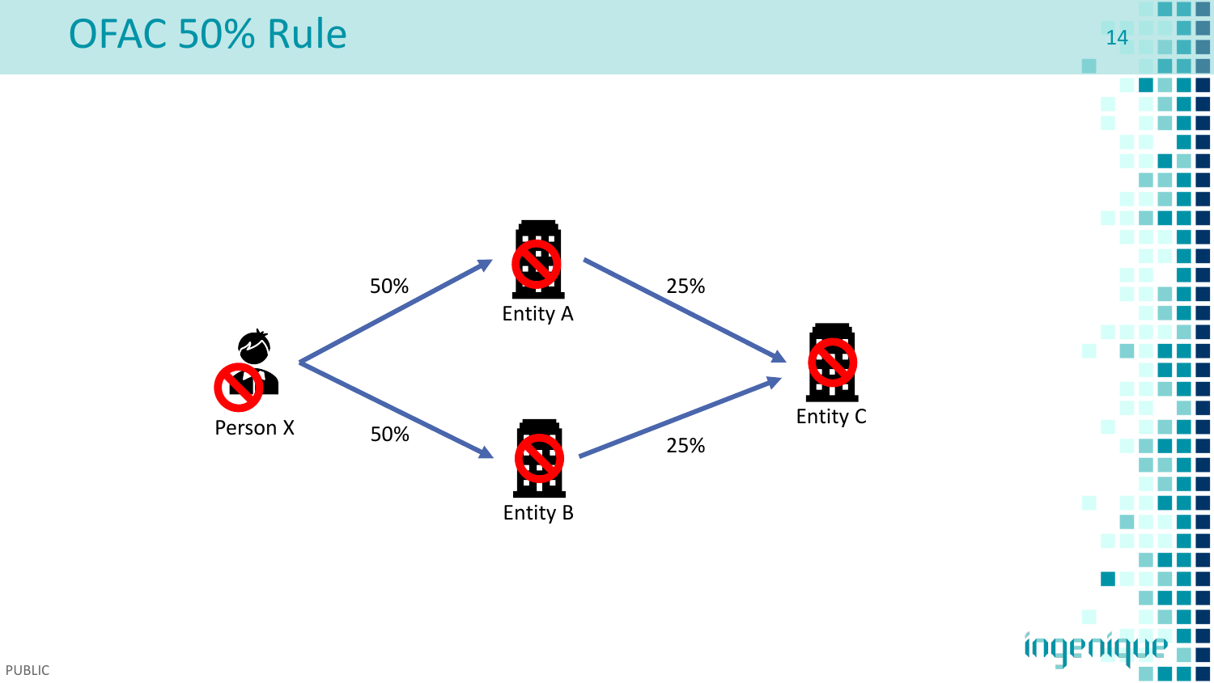# OFAC 50% Rule

Person X

50%

Entity A

50%

Entity B

25%

25%

Entity C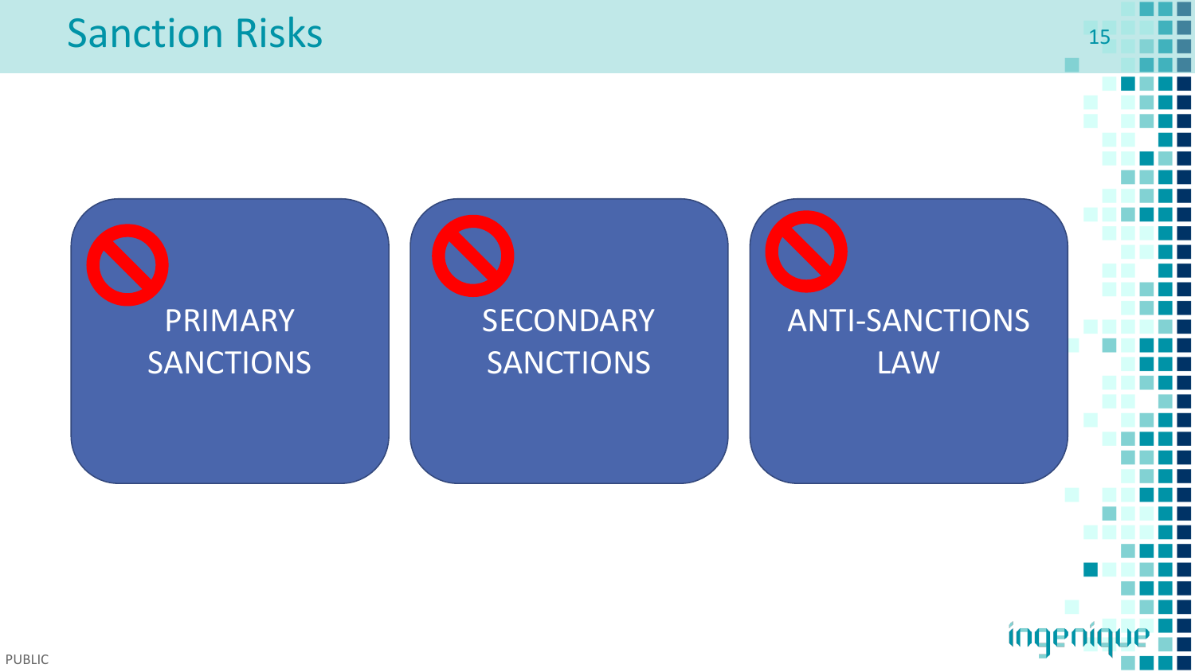# Sanction Risks

- PRIMARY SANCTIONS
- SECONDARY SANCTIONS
- ANTI-SANCTIONS LAW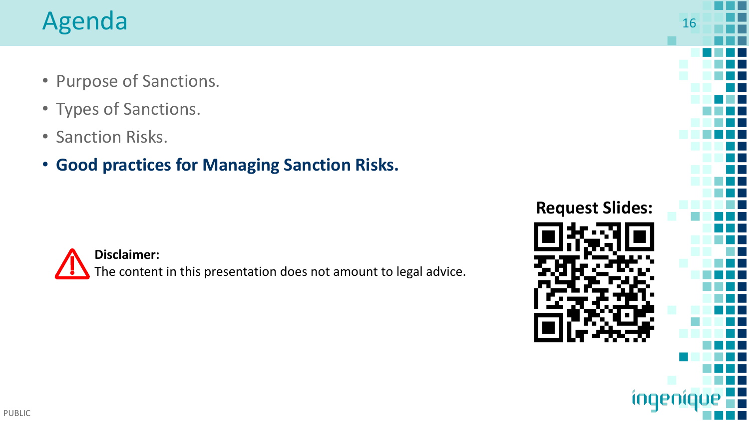# Agenda

- Purpose of Sanctions.
- Types of Sanctions.
- Sanction Risks.
- **Good practices for Managing Sanction Risks.**

**Disclaimer:**
The content in this presentation does not amount to legal advice.

**Request Slides:**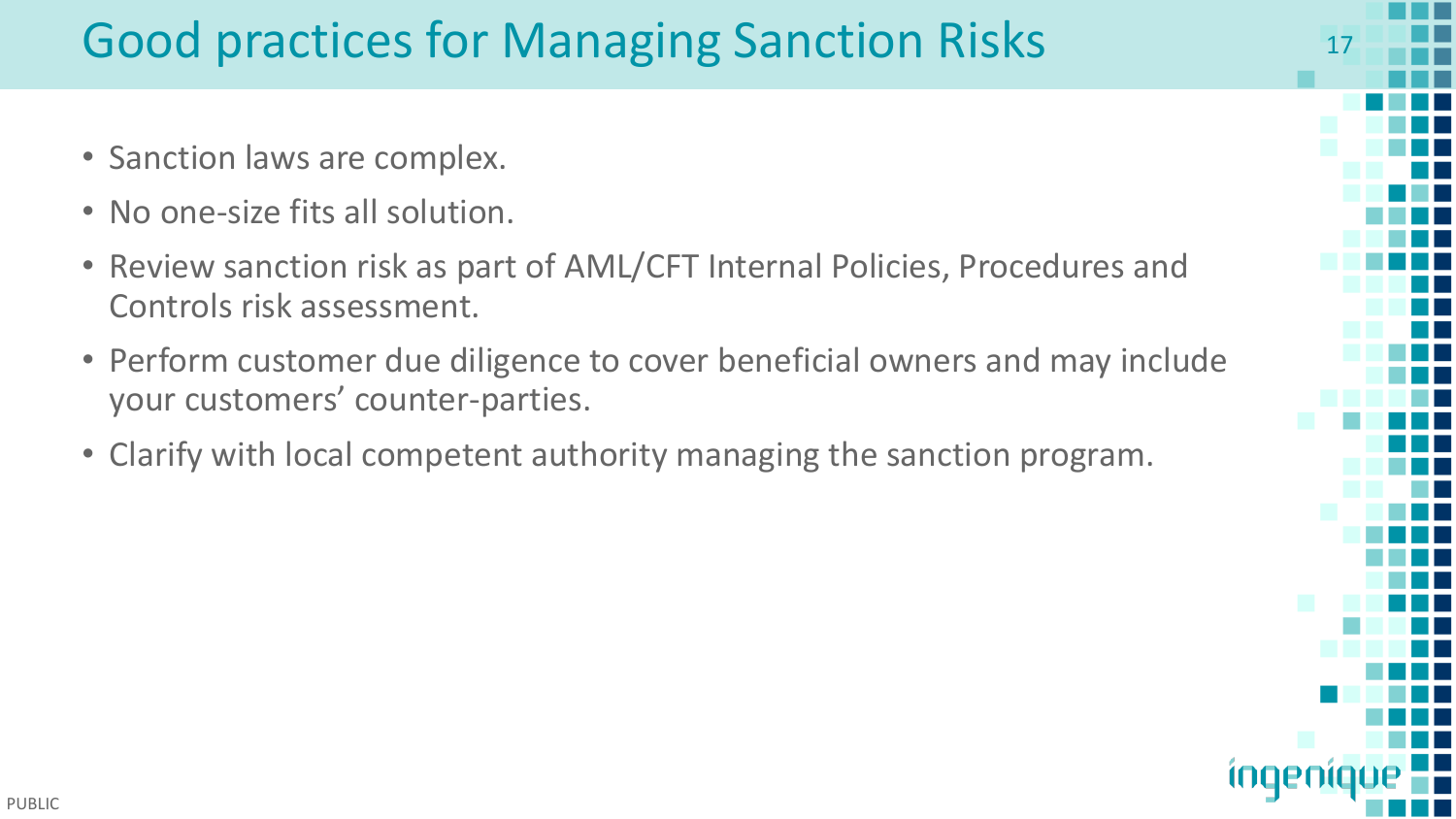# Good practices for Managing Sanction Risks

- Sanction laws are complex.
- No one-size fits all solution.
- Review sanction risk as part of AML/CFT Internal Policies, Procedures and Controls risk assessment.
- Perform customer due diligence to cover beneficial owners and may include your customers' counter-parties.
- Clarify with local competent authority managing the sanction program.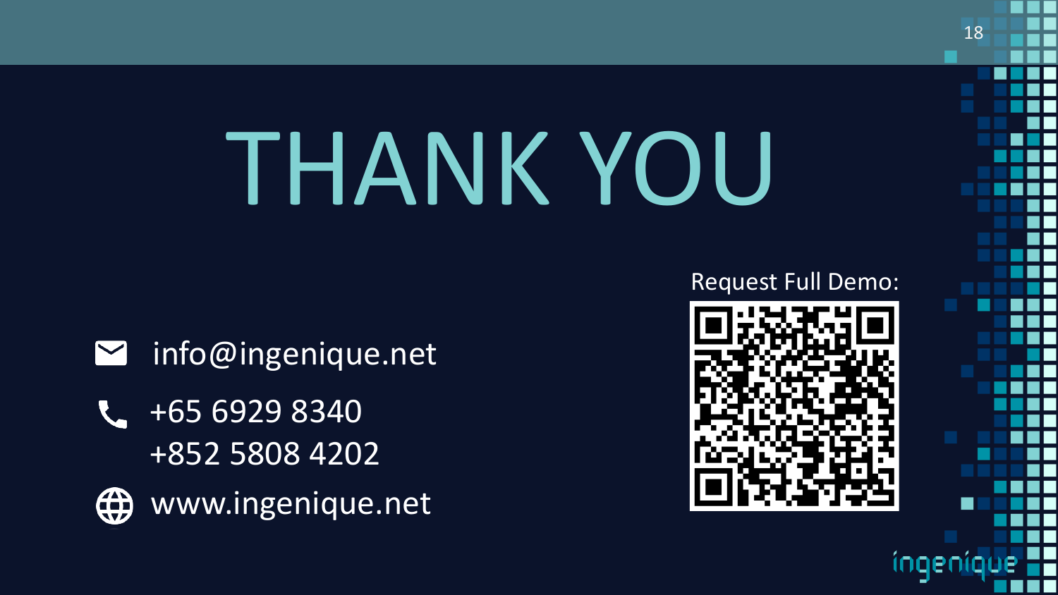# THANK YOU

info@ingenique.net

+65 6929 8340
+852 5808 4202

www.ingenique.net

Request Full Demo: